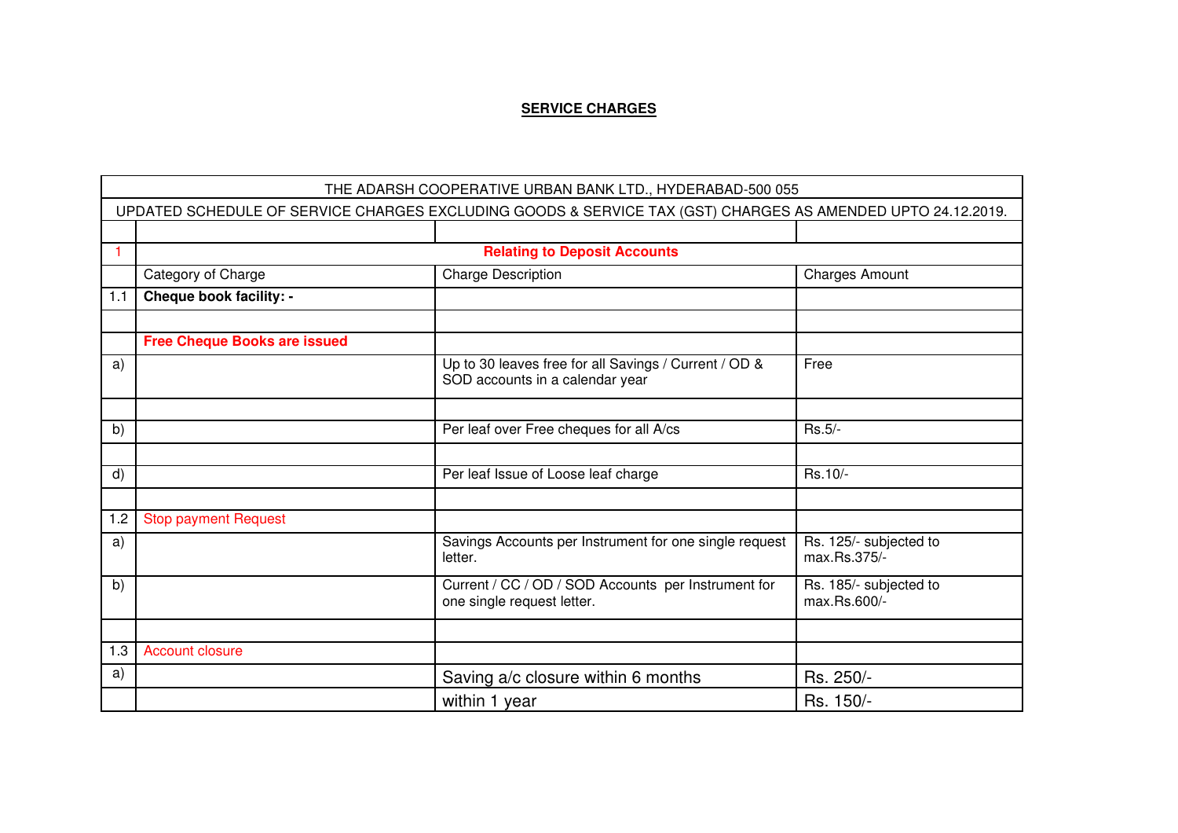## SERVICE CHARGES

| THE ADARSH COOPERATIVE URBAN BANK LTD., HYDERABAD-500 055 | | | |
|---|---|---|---|
| UPDATED SCHEDULE OF SERVICE CHARGES EXCLUDING GOODS & SERVICE TAX (GST) CHARGES AS AMENDED UPTO 24.12.2019. | | | |
| | | | |
| 1 | **Relating to Deposit Accounts** | | |
| | Category of Charge | Charge Description | Charges Amount |
| 1.1 | **Cheque book facility: -** | | |
| | | | |
| | **Free Cheque Books are issued** | | |
| a) | | Up to 30 leaves free for all Savings / Current / OD & SOD accounts in a calendar year | Free |
| | | | |
| b) | | Per leaf over Free cheques for all A/cs | Rs.5/- |
| | | | |
| d) | | Per leaf Issue of Loose leaf charge | Rs.10/- |
| | | | |
| 1.2 | Stop payment Request | | |
| a) | | Savings Accounts per Instrument for one single request letter. | Rs. 125/- subjected to max.Rs.375/- |
| b) | | Current / CC / OD / SOD Accounts per Instrument for one single request letter. | Rs. 185/- subjected to max.Rs.600/- |
| | | | |
| 1.3 | Account closure | | |
| a) | | Saving a/c closure within 6 months | Rs. 250/- |
| | | within 1 year | Rs. 150/- |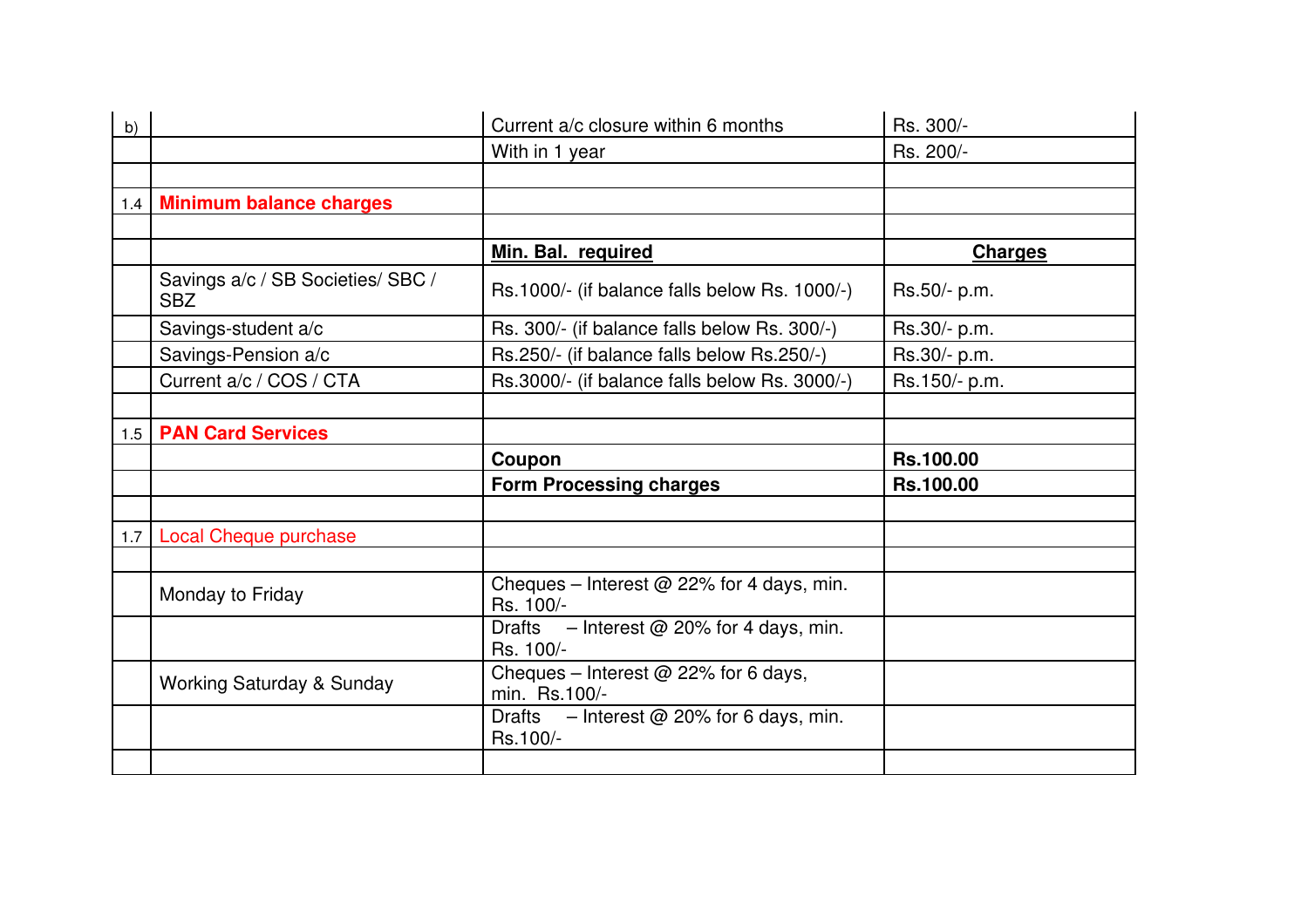| | | | |
|---|---|---|---|
| b) | | Current a/c closure within 6 months | Rs. 300/- |
| | | With in 1 year | Rs. 200/- |
| | | | |
| 1.4 | **Minimum balance charges** | | |
| | | | |
| | | **Min. Bal. required** | **Charges** |
| | Savings a/c / SB Societies/ SBC / SBZ | Rs.1000/- (if balance falls below Rs. 1000/-) | Rs.50/- p.m. |
| | Savings-student a/c | Rs. 300/- (if balance falls below Rs. 300/-) | Rs.30/- p.m. |
| | Savings-Pension a/c | Rs.250/- (if balance falls below Rs.250/-) | Rs.30/- p.m. |
| | Current a/c / COS / CTA | Rs.3000/- (if balance falls below Rs. 3000/-) | Rs.150/- p.m. |
| | | | |
| 1.5 | **PAN Card Services** | | |
| | | **Coupon** | **Rs.100.00** |
| | | **Form Processing charges** | **Rs.100.00** |
| | | | |
| 1.7 | Local Cheque purchase | | |
| | | | |
| | Monday to Friday | Cheques – Interest @ 22% for 4 days, min. Rs. 100/- | |
| | | Drafts – Interest @ 20% for 4 days, min. Rs. 100/- | |
| | Working Saturday & Sunday | Cheques – Interest @ 22% for 6 days, min. Rs.100/- | |
| | | Drafts – Interest @ 20% for 6 days, min. Rs.100/- | |
| | | | |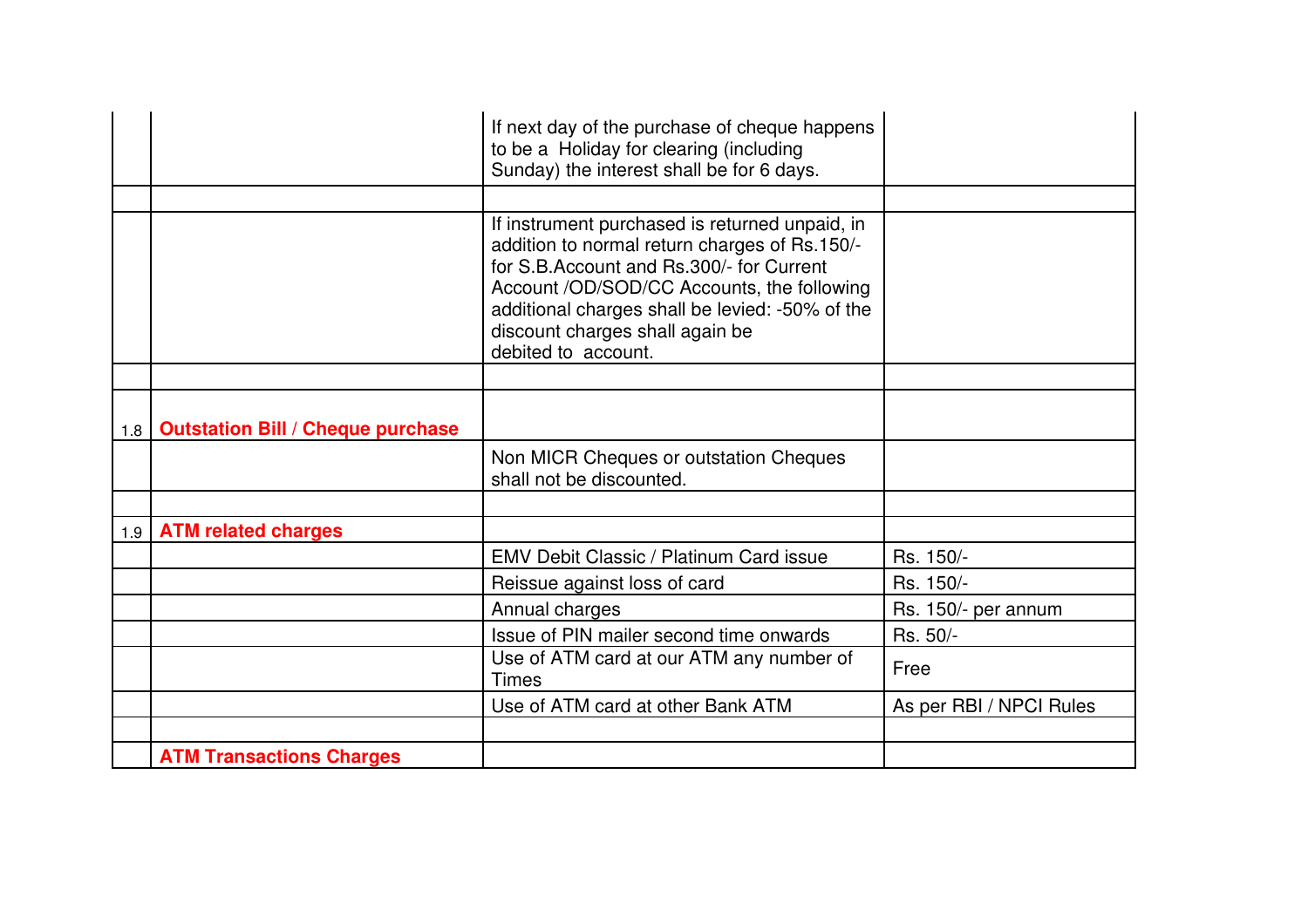| | | | |
|---|---|---|---|
| | | If next day of the purchase of cheque happens to be a Holiday for clearing (including Sunday) the interest shall be for 6 days. | |
| | | | |
| | | If instrument purchased is returned unpaid, in addition to normal return charges of Rs.150/- for S.B.Account and Rs.300/- for Current Account /OD/SOD/CC Accounts, the following additional charges shall be levied: -50% of the discount charges shall again be debited to account. | |
| | | | |
| 1.8 | **Outstation Bill / Cheque purchase** | | |
| | | Non MICR Cheques or outstation Cheques shall not be discounted. | |
| | | | |
| 1.9 | **ATM related charges** | | |
| | | EMV Debit Classic / Platinum Card issue | Rs. 150/- |
| | | Reissue against loss of card | Rs. 150/- |
| | | Annual charges | Rs. 150/- per annum |
| | | Issue of PIN mailer second time onwards | Rs. 50/- |
| | | Use of ATM card at our ATM any number of Times | Free |
| | | Use of ATM card at other Bank ATM | As per RBI / NPCI Rules |
| | | | |
| | **ATM Transactions Charges** | | |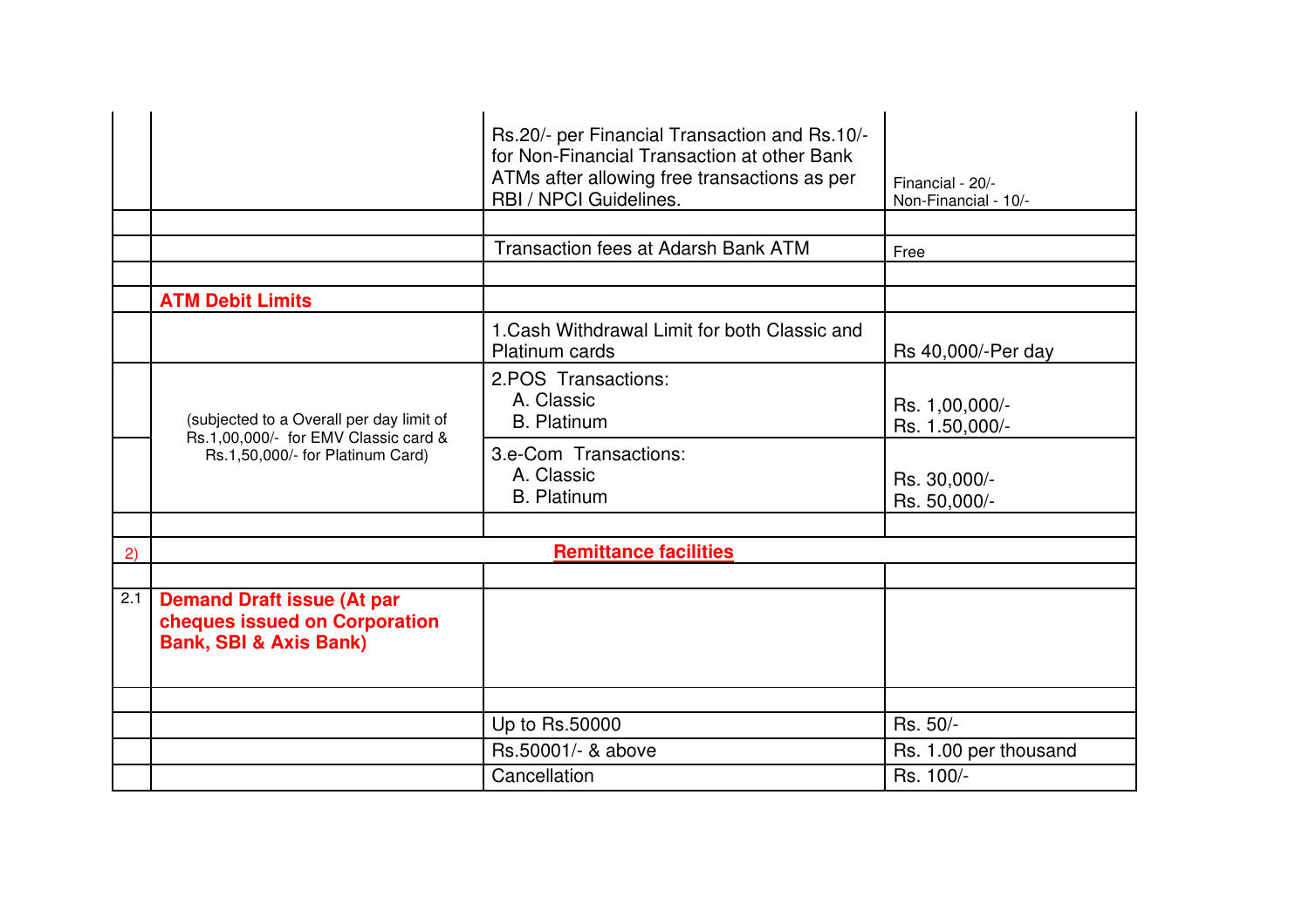| | | | |
|---|---|---|---|
| | | Rs.20/- per Financial Transaction and Rs.10/- for Non-Financial Transaction at other Bank ATMs after allowing free transactions as per RBI / NPCI Guidelines. | Financial - 20/-<br>Non-Financial - 10/- |
| | | | |
| | | Transaction fees at Adarsh Bank ATM | Free |
| | | | |
| | **ATM Debit Limits** | | |
| | | 1.Cash Withdrawal Limit for both Classic and Platinum cards | Rs 40,000/-Per day |
| | (subjected to a Overall per day limit of Rs.1,00,000/- for EMV Classic card & Rs.1,50,000/- for Platinum Card) | 2.POS Transactions:<br>A. Classic<br>B. Platinum | Rs. 1,00,000/-<br>Rs. 1.50,000/- |
| | | 3.e-Com Transactions:<br>A. Classic<br>B. Platinum | Rs. 30,000/-<br>Rs. 50,000/- |
| | | | |
| 2) | **Remittance facilities** | | |
| | | | |
| 2.1 | **Demand Draft issue (At par cheques issued on Corporation Bank, SBI & Axis Bank)** | | |
| | | | |
| | | Up to Rs.50000 | Rs. 50/- |
| | | Rs.50001/- & above | Rs. 1.00 per thousand |
| | | Cancellation | Rs. 100/- |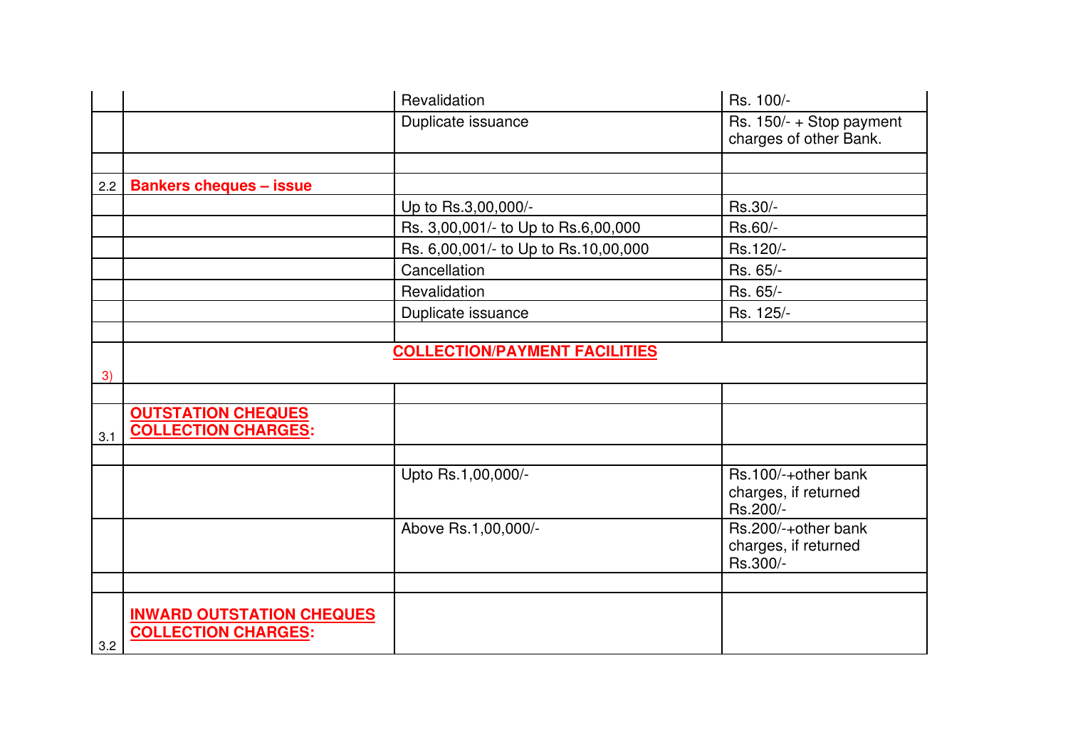| | | | |
|---|---|---|---|
| | | Revalidation | Rs. 100/- |
| | | Duplicate issuance | Rs. 150/- + Stop payment charges of other Bank. |
| | | | |
| 2.2 | **Bankers cheques – issue** | | |
| | | Up to Rs.3,00,000/- | Rs.30/- |
| | | Rs. 3,00,001/- to Up to Rs.6,00,000 | Rs.60/- |
| | | Rs. 6,00,001/- to Up to Rs.10,00,000 | Rs.120/- |
| | | Cancellation | Rs. 65/- |
| | | Revalidation | Rs. 65/- |
| | | Duplicate issuance | Rs. 125/- |
| | | | |
| 3) | **COLLECTION/PAYMENT FACILITIES** | | |
| | | | |
| 3.1 | **OUTSTATION CHEQUES COLLECTION CHARGES:** | | |
| | | | |
| | | Upto Rs.1,00,000/- | Rs.100/-+other bank charges, if returned Rs.200/- |
| | | Above Rs.1,00,000/- | Rs.200/-+other bank charges, if returned Rs.300/- |
| | | | |
| 3.2 | **INWARD OUTSTATION CHEQUES COLLECTION CHARGES:** | | |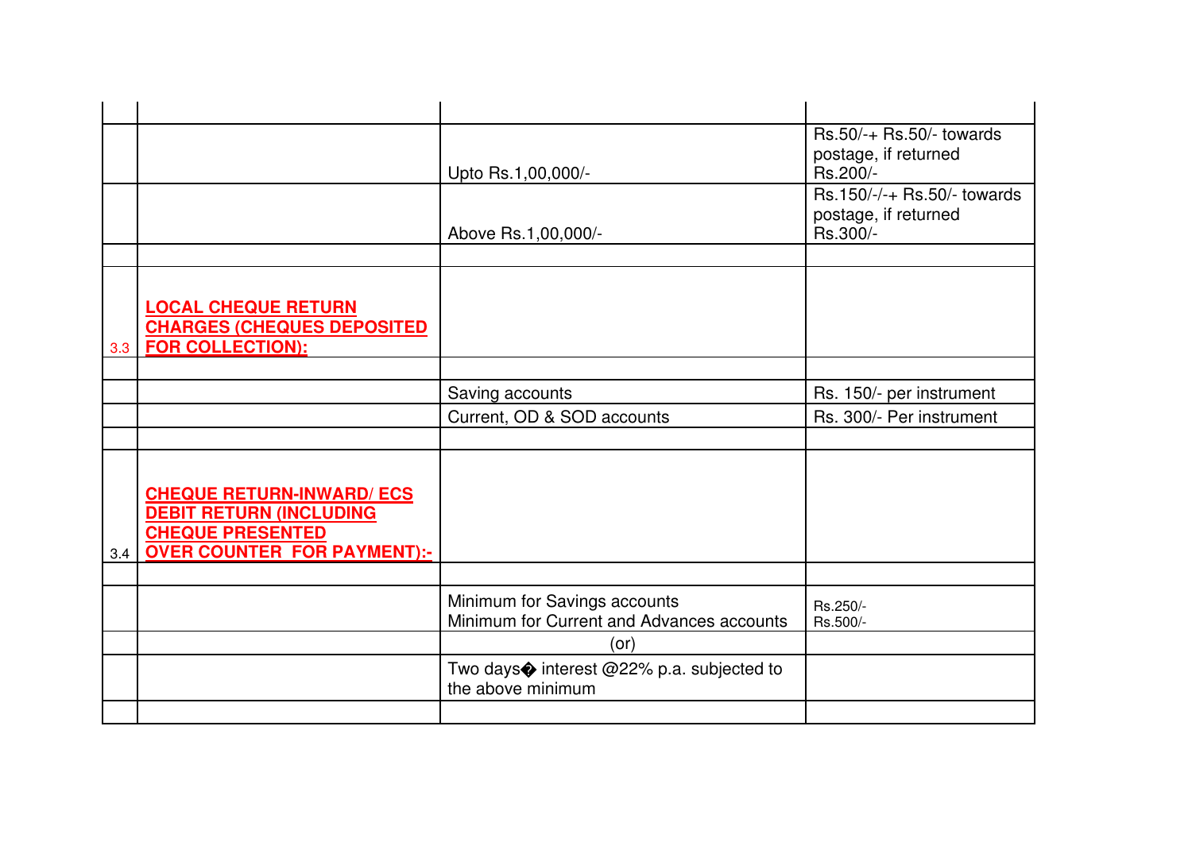| | | | |
|---|---|---|---|
| | | Upto Rs.1,00,000/- | Rs.50/-+ Rs.50/- towards postage, if returned Rs.200/- |
| | | Above Rs.1,00,000/- | Rs.150/-/-+ Rs.50/- towards postage, if returned Rs.300/- |
| | | | |
| 3.3 | **LOCAL CHEQUE RETURN CHARGES (CHEQUES DEPOSITED FOR COLLECTION):** | | |
| | | | |
| | | Saving accounts | Rs. 150/- per instrument |
| | | Current, OD & SOD accounts | Rs. 300/- Per instrument |
| | | | |
| 3.4 | **CHEQUE RETURN-INWARD/ ECS DEBIT RETURN (INCLUDING CHEQUE PRESENTED OVER COUNTER FOR PAYMENT):-** | | |
| | | | |
| | | Minimum for Savings accounts<br>Minimum for Current and Advances accounts | Rs.250/-<br>Rs.500/- |
| | | (or) | |
| | | Two days� interest @22% p.a. subjected to the above minimum | |
| | | | |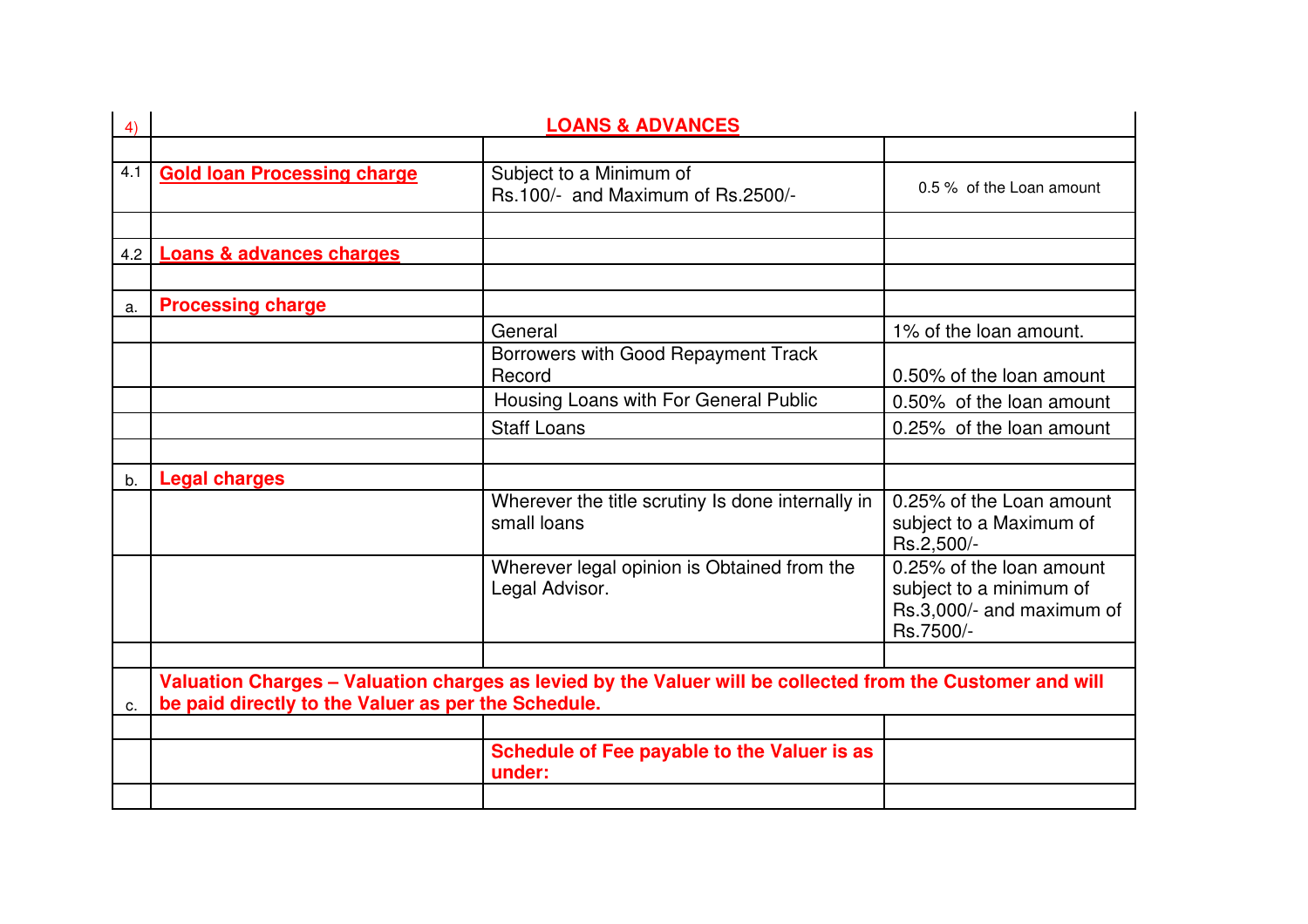| 4) | **LOANS & ADVANCES** | | |
|---|---|---|---|
| | | | |
| 4.1 | **Gold loan Processing charge** | Subject to a Minimum of Rs.100/- and Maximum of Rs.2500/- | 0.5 % of the Loan amount |
| | | | |
| 4.2 | **Loans & advances charges** | | |
| | | | |
| a. | **Processing charge** | | |
| | | General | 1% of the loan amount. |
| | | Borrowers with Good Repayment Track Record | 0.50% of the loan amount |
| | | Housing Loans with For General Public | 0.50% of the loan amount |
| | | Staff Loans | 0.25% of the loan amount |
| | | | |
| b. | **Legal charges** | | |
| | | Wherever the title scrutiny Is done internally in small loans | 0.25% of the Loan amount subject to a Maximum of Rs.2,500/- |
| | | Wherever legal opinion is Obtained from the Legal Advisor. | 0.25% of the loan amount subject to a minimum of Rs.3,000/- and maximum of Rs.7500/- |
| | | | |
| c. | **Valuation Charges – Valuation charges as levied by the Valuer will be collected from the Customer and will be paid directly to the Valuer as per the Schedule.** | | |
| | | | |
| | | **Schedule of Fee payable to the Valuer is as under:** | |
| | | | |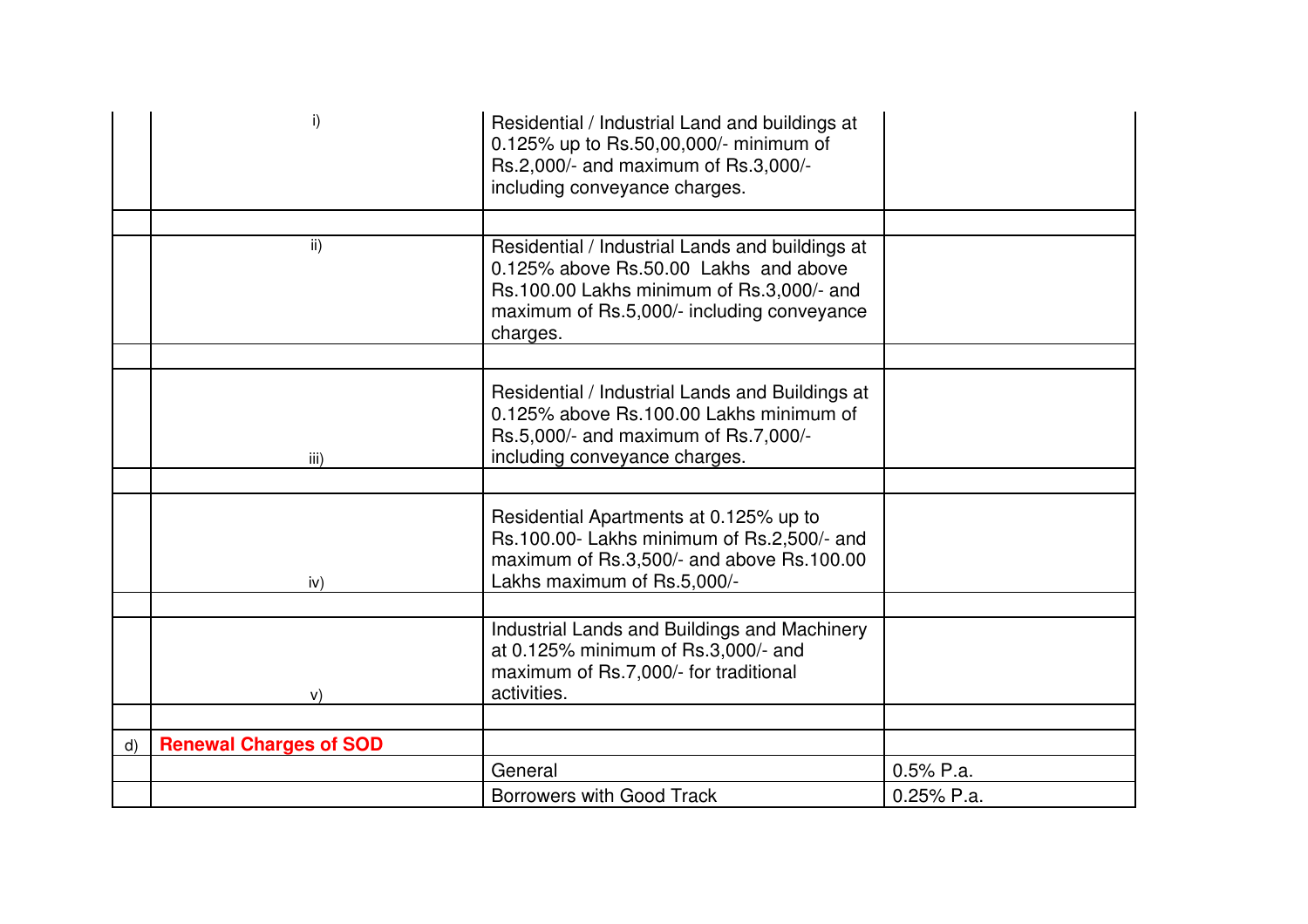| | | | |
|---|---|---|---|
| | i) | Residential / Industrial Land and buildings at 0.125% up to Rs.50,00,000/- minimum of Rs.2,000/- and maximum of Rs.3,000/- including conveyance charges. | |
| | | | |
| | ii) | Residential / Industrial Lands and buildings at 0.125% above Rs.50.00 Lakhs and above Rs.100.00 Lakhs minimum of Rs.3,000/- and maximum of Rs.5,000/- including conveyance charges. | |
| | | | |
| | iii) | Residential / Industrial Lands and Buildings at 0.125% above Rs.100.00 Lakhs minimum of Rs.5,000/- and maximum of Rs.7,000/- including conveyance charges. | |
| | | | |
| | iv) | Residential Apartments at 0.125% up to Rs.100.00- Lakhs minimum of Rs.2,500/- and maximum of Rs.3,500/- and above Rs.100.00 Lakhs maximum of Rs.5,000/- | |
| | | | |
| | v) | Industrial Lands and Buildings and Machinery at 0.125% minimum of Rs.3,000/- and maximum of Rs.7,000/- for traditional activities. | |
| | | | |
| d) | **Renewal Charges of SOD** | | |
| | | General | 0.5% P.a. |
| | | Borrowers with Good Track | 0.25% P.a. |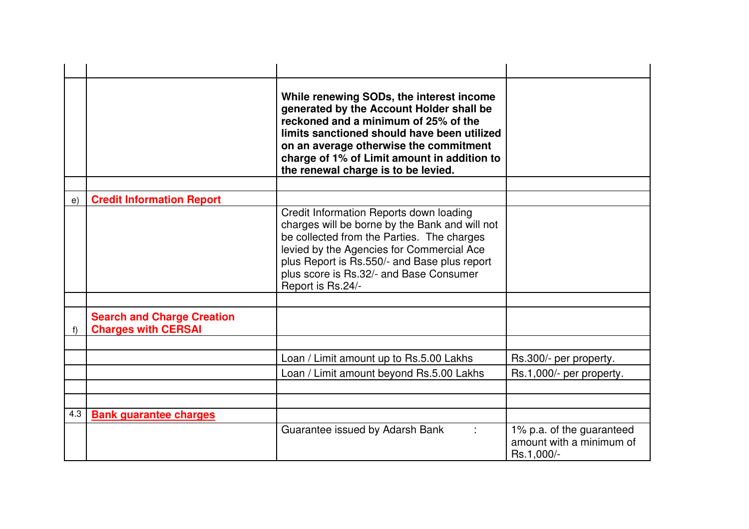| | | | |
|---|---|---|---|
| | | **While renewing SODs, the interest income generated by the Account Holder shall be reckoned and a minimum of 25% of the limits sanctioned should have been utilized on an average otherwise the commitment charge of 1% of Limit amount in addition to the renewal charge is to be levied.** | |
| | | | |
| e) | **Credit Information Report** | | |
| | | Credit Information Reports down loading charges will be borne by the Bank and will not be collected from the Parties. The charges levied by the Agencies for Commercial Ace plus Report is Rs.550/- and Base plus report plus score is Rs.32/- and Base Consumer Report is Rs.24/- | |
| | | | |
| f) | **Search and Charge Creation Charges with CERSAI** | | |
| | | | |
| | | Loan / Limit amount up to Rs.5.00 Lakhs | Rs.300/- per property. |
| | | Loan / Limit amount beyond Rs.5.00 Lakhs | Rs.1,000/- per property. |
| | | | |
| | | | |
| 4.3 | **Bank guarantee charges** | | |
| | | Guarantee issued by Adarsh Bank : | 1% p.a. of the guaranteed amount with a minimum of Rs.1,000/- |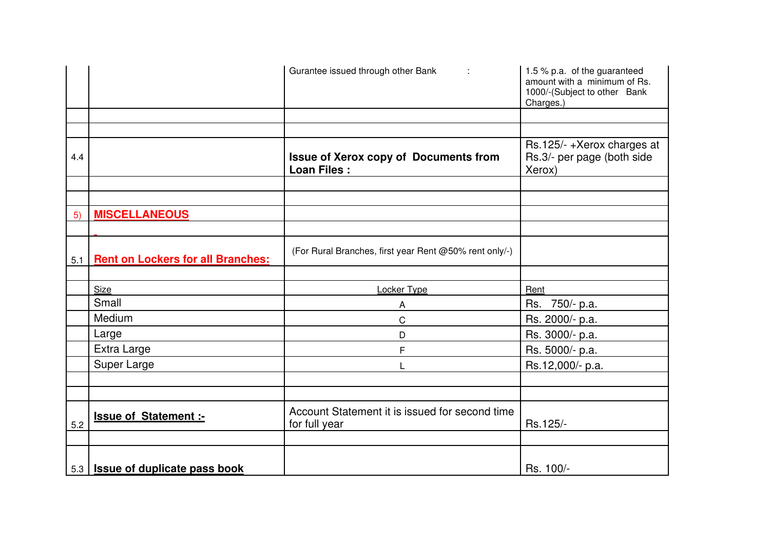| | | | |
|---|---|---|---|
| | | Gurantee issued through other Bank : | 1.5 % p.a. of the guaranteed amount with a minimum of Rs. 1000/-(Subject to other Bank Charges.) |
| | | | |
| | | | |
| 4.4 | | **Issue of Xerox copy of Documents from Loan Files :** | Rs.125/- +Xerox charges at Rs.3/- per page (both side Xerox) |
| | | | |
| | | | |
| 5) | **MISCELLANEOUS** | | |
| | - | | |
| 5.1 | **Rent on Lockers for all Branches:** | (For Rural Branches, first year Rent @50% rent only/-) | |
| | | | |
| | Size | Locker Type | Rent |
| | Small | A | Rs. 750/- p.a. |
| | Medium | C | Rs. 2000/- p.a. |
| | Large | D | Rs. 3000/- p.a. |
| | Extra Large | F | Rs. 5000/- p.a. |
| | Super Large | L | Rs.12,000/- p.a. |
| | | | |
| | | | |
| 5.2 | **Issue of Statement :-** | Account Statement it is issued for second time for full year | Rs.125/- |
| | | | |
| 5.3 | **Issue of duplicate pass book** | | Rs. 100/- |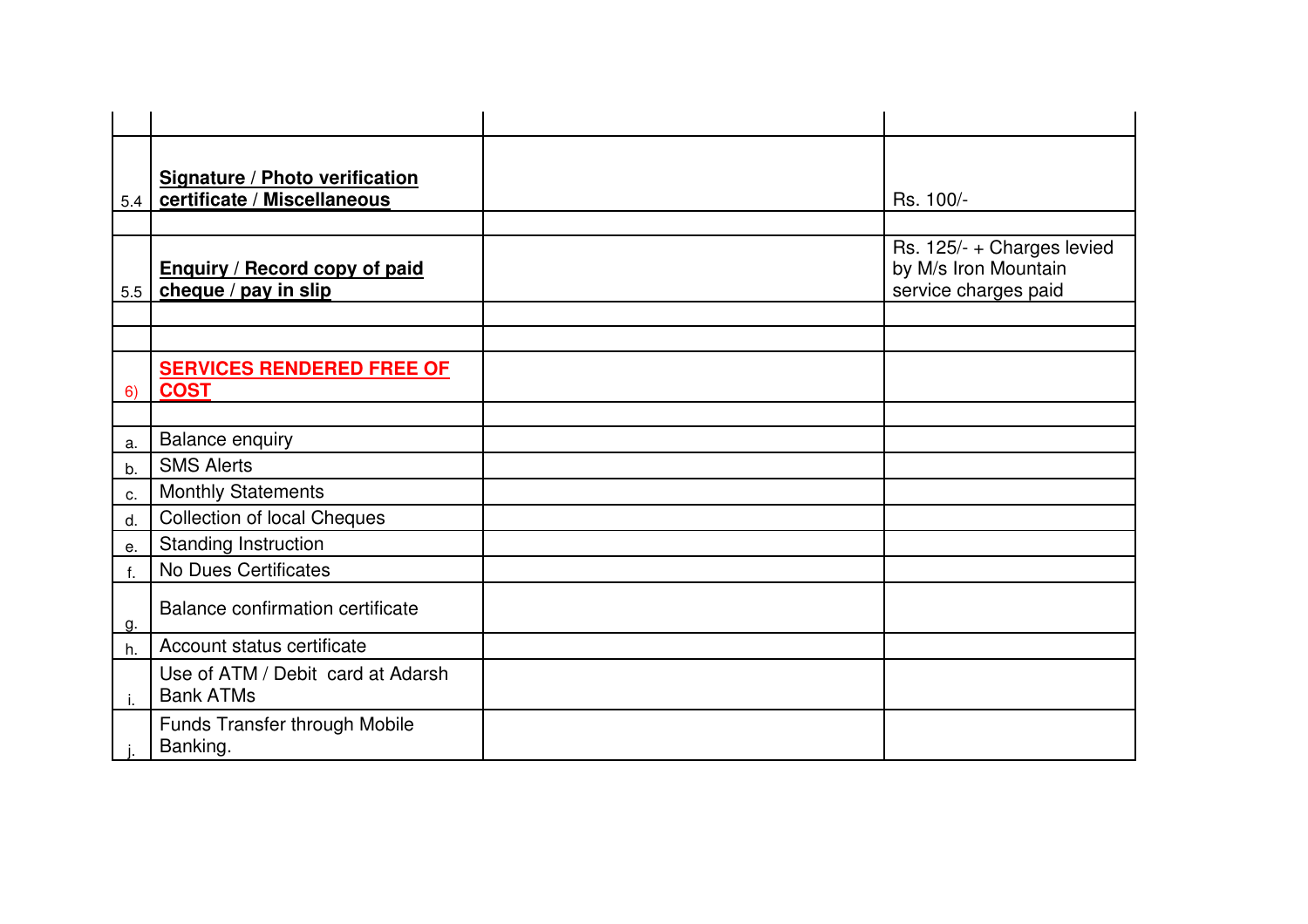| | | | |
|---|---|---|---|
| | | | |
| 5.4 | **Signature / Photo verification certificate / Miscellaneous** | | Rs. 100/- |
| | | | |
| 5.5 | **Enquiry / Record copy of paid cheque / pay in slip** | | Rs. 125/- + Charges levied by M/s Iron Mountain service charges paid |
| | | | |
| | | | |
| 6) | **SERVICES RENDERED FREE OF COST** | | |
| | | | |
| a. | Balance enquiry | | |
| b. | SMS Alerts | | |
| c. | Monthly Statements | | |
| d. | Collection of local Cheques | | |
| e. | Standing Instruction | | |
| f. | No Dues Certificates | | |
| g. | Balance confirmation certificate | | |
| h. | Account status certificate | | |
| i. | Use of ATM / Debit card at Adarsh Bank ATMs | | |
| j. | Funds Transfer through Mobile Banking. | | |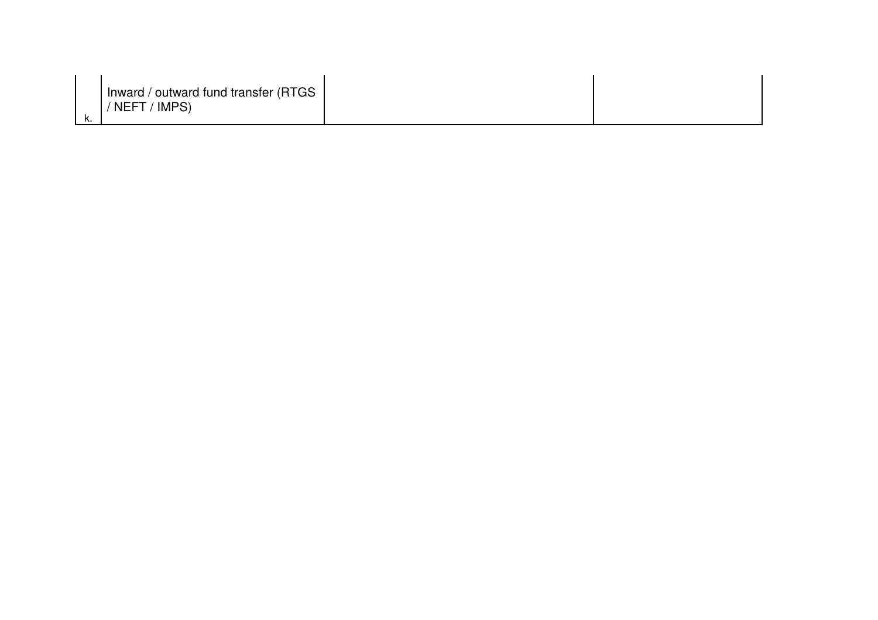| | | | |
|---|---|---|---|
| k. | Inward / outward fund transfer (RTGS / NEFT / IMPS) | | |